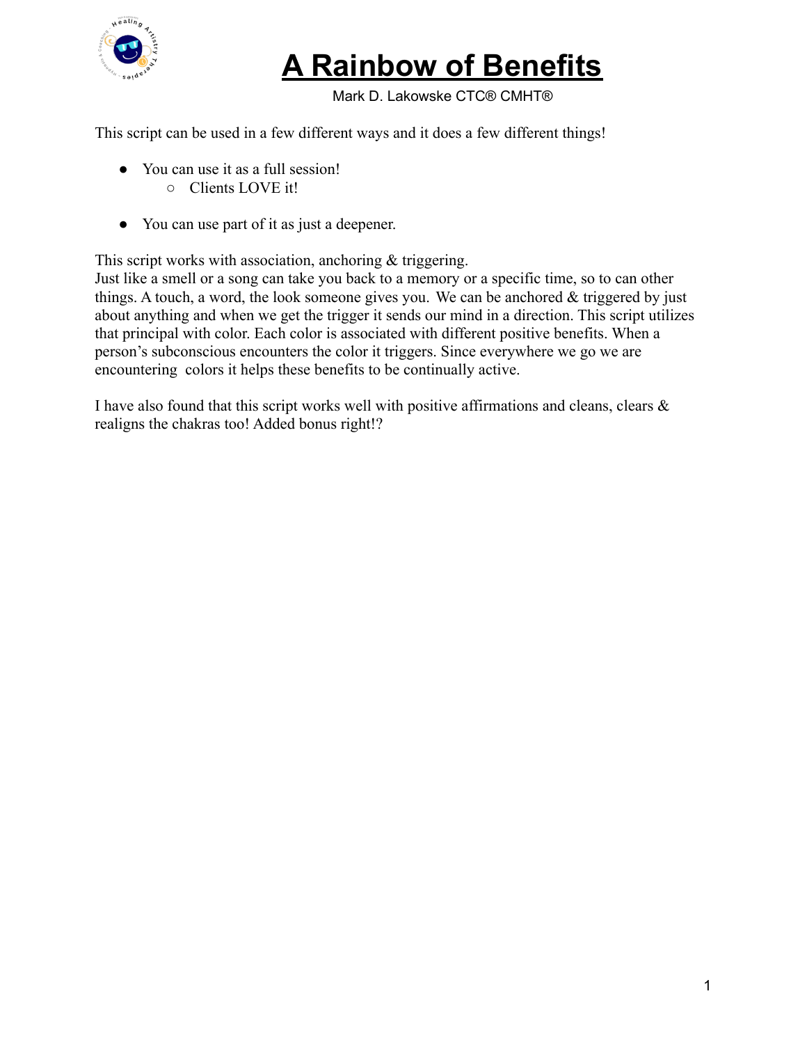# A Rainbow of Benefits

Mark D. Lakowske CTC® CMHT®

This script can be used in a few different ways and it does a few different things!

- You can use it as a full session!
  - Clients LOVE it!

- You can use part of it as just a deepener.

This script works with association, anchoring & triggering.
Just like a smell or a song can take you back to a memory or a specific time, so to can other things. A touch, a word, the look someone gives you. We can be anchored & triggered by just about anything and when we get the trigger it sends our mind in a direction. This script utilizes that principal with color. Each color is associated with different positive benefits. When a person's subconscious encounters the color it triggers. Since everywhere we go we are encountering colors it helps these benefits to be continually active.

I have also found that this script works well with positive affirmations and cleans, clears & realigns the chakras too! Added bonus right!?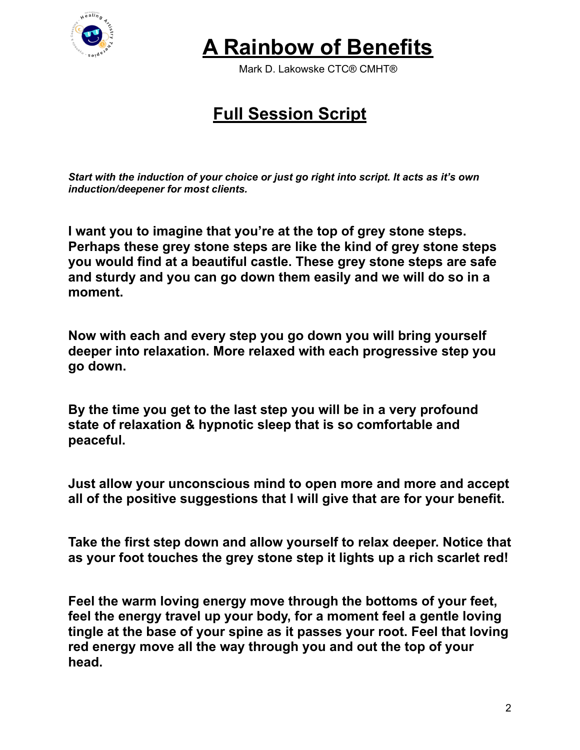# A Rainbow of Benefits

Mark D. Lakowske CTC® CMHT®

## Full Session Script

***Start with the induction of your choice or just go right into script. It acts as it's own induction/deepener for most clients.***

**I want you to imagine that you're at the top of grey stone steps. Perhaps these grey stone steps are like the kind of grey stone steps you would find at a beautiful castle. These grey stone steps are safe and sturdy and you can go down them easily and we will do so in a moment.**

**Now with each and every step you go down you will bring yourself deeper into relaxation. More relaxed with each progressive step you go down.**

**By the time you get to the last step you will be in a very profound state of relaxation & hypnotic sleep that is so comfortable and peaceful.**

**Just allow your unconscious mind to open more and more and accept all of the positive suggestions that I will give that are for your benefit.**

**Take the first step down and allow yourself to relax deeper. Notice that as your foot touches the grey stone step it lights up a rich scarlet red!**

**Feel the warm loving energy move through the bottoms of your feet, feel the energy travel up your body, for a moment feel a gentle loving tingle at the base of your spine as it passes your root. Feel that loving red energy move all the way through you and out the top of your head.**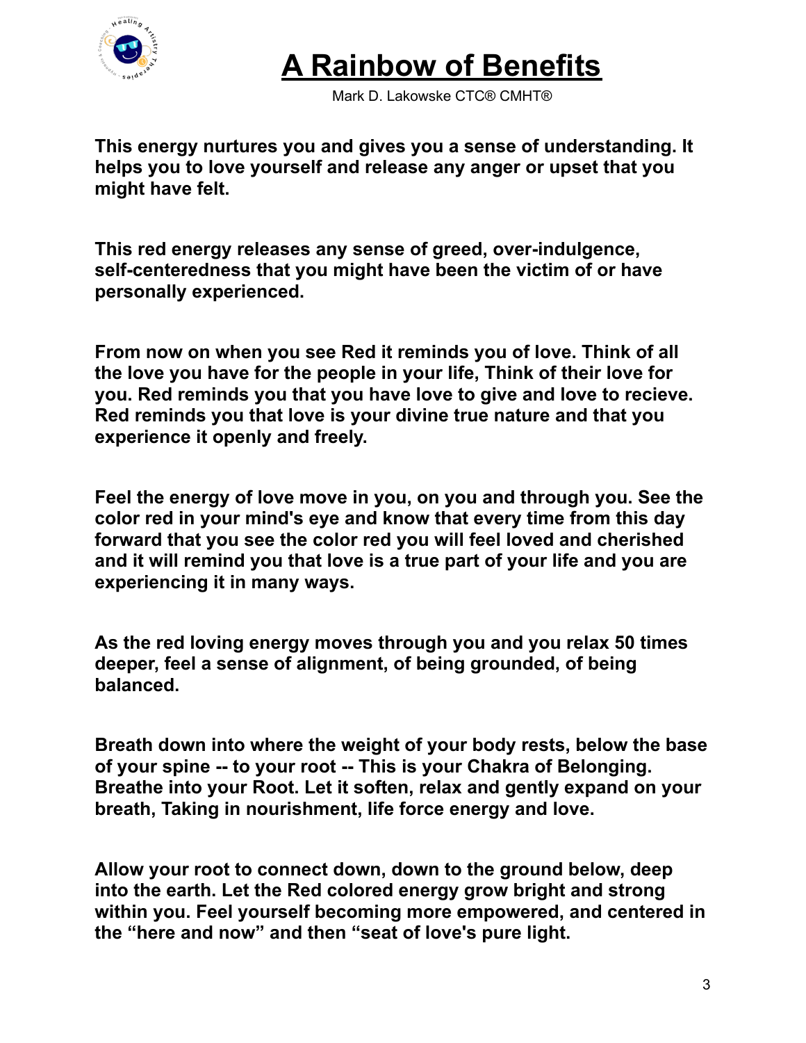# A Rainbow of Benefits

Mark D. Lakowske CTC® CMHT®

**This energy nurtures you and gives you a sense of understanding. It helps you to love yourself and release any anger or upset that you might have felt.**

**This red energy releases any sense of greed, over-indulgence, self-centeredness that you might have been the victim of or have personally experienced.**

**From now on when you see Red it reminds you of love. Think of all the love you have for the people in your life, Think of their love for you. Red reminds you that you have love to give and love to recieve. Red reminds you that love is your divine true nature and that you experience it openly and freely.**

**Feel the energy of love move in you, on you and through you. See the color red in your mind's eye and know that every time from this day forward that you see the color red you will feel loved and cherished and it will remind you that love is a true part of your life and you are experiencing it in many ways.**

**As the red loving energy moves through you and you relax 50 times deeper, feel a sense of alignment, of being grounded, of being balanced.**

**Breath down into where the weight of your body rests, below the base of your spine -- to your root -- This is your Chakra of Belonging. Breathe into your Root. Let it soften, relax and gently expand on your breath, Taking in nourishment, life force energy and love.**

**Allow your root to connect down, down to the ground below, deep into the earth. Let the Red colored energy grow bright and strong within you. Feel yourself becoming more empowered, and centered in the "here and now" and then "seat of love's pure light.**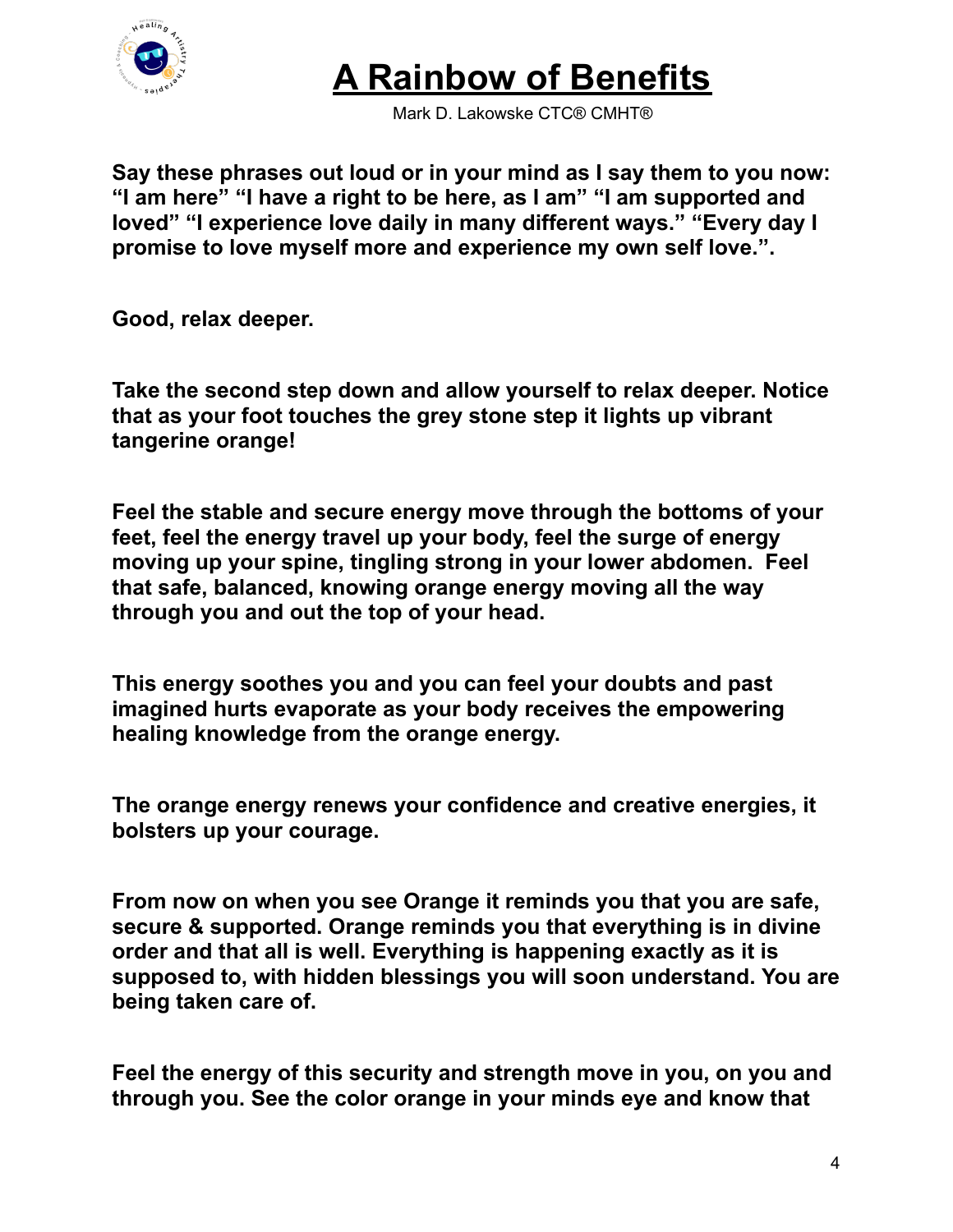# A Rainbow of Benefits

Mark D. Lakowske CTC® CMHT®

**Say these phrases out loud or in your mind as I say them to you now: "I am here" "I have a right to be here, as I am" "I am supported and loved" "I experience love daily in many different ways." "Every day I promise to love myself more and experience my own self love.".**

**Good, relax deeper.**

**Take the second step down and allow yourself to relax deeper. Notice that as your foot touches the grey stone step it lights up vibrant tangerine orange!**

**Feel the stable and secure energy move through the bottoms of your feet, feel the energy travel up your body, feel the surge of energy moving up your spine, tingling strong in your lower abdomen. Feel that safe, balanced, knowing orange energy moving all the way through you and out the top of your head.**

**This energy soothes you and you can feel your doubts and past imagined hurts evaporate as your body receives the empowering healing knowledge from the orange energy.**

**The orange energy renews your confidence and creative energies, it bolsters up your courage.**

**From now on when you see Orange it reminds you that you are safe, secure & supported. Orange reminds you that everything is in divine order and that all is well. Everything is happening exactly as it is supposed to, with hidden blessings you will soon understand. You are being taken care of.**

**Feel the energy of this security and strength move in you, on you and through you. See the color orange in your minds eye and know that**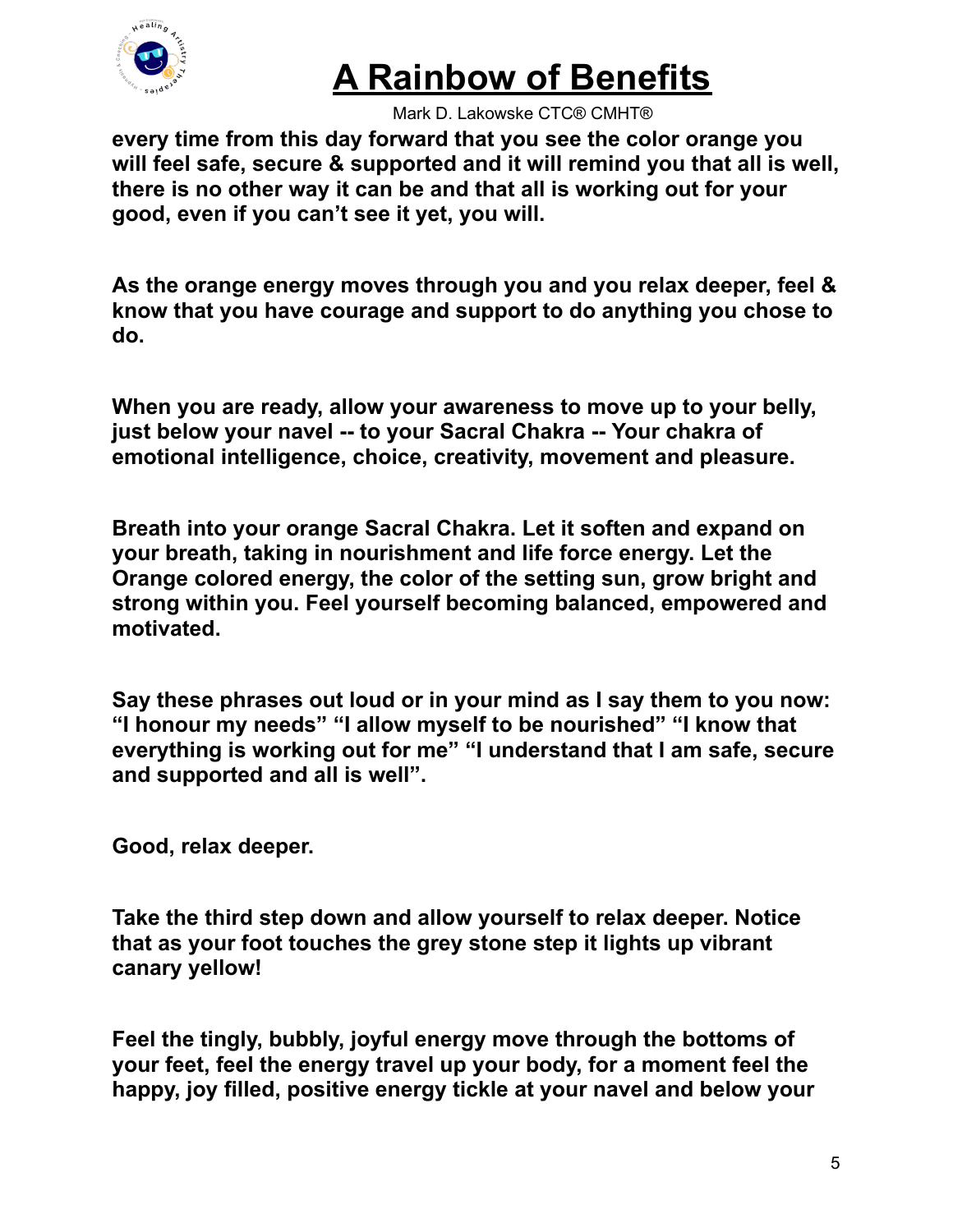every time from this day forward that you see the color orange you will feel safe, secure & supported and it will remind you that all is well, there is no other way it can be and that all is working out for your good, even if you can't see it yet, you will.

As the orange energy moves through you and you relax deeper, feel & know that you have courage and support to do anything you chose to do.

When you are ready, allow your awareness to move up to your belly, just below your navel -- to your Sacral Chakra -- Your chakra of emotional intelligence, choice, creativity, movement and pleasure.

Breath into your orange Sacral Chakra. Let it soften and expand on your breath, taking in nourishment and life force energy. Let the Orange colored energy, the color of the setting sun, grow bright and strong within you. Feel yourself becoming balanced, empowered and motivated.

Say these phrases out loud or in your mind as I say them to you now: "I honour my needs" "I allow myself to be nourished" "I know that everything is working out for me" "I understand that I am safe, secure and supported and all is well".

Good, relax deeper.

Take the third step down and allow yourself to relax deeper. Notice that as your foot touches the grey stone step it lights up vibrant canary yellow!

Feel the tingly, bubbly, joyful energy move through the bottoms of your feet, feel the energy travel up your body, for a moment feel the happy, joy filled, positive energy tickle at your navel and below your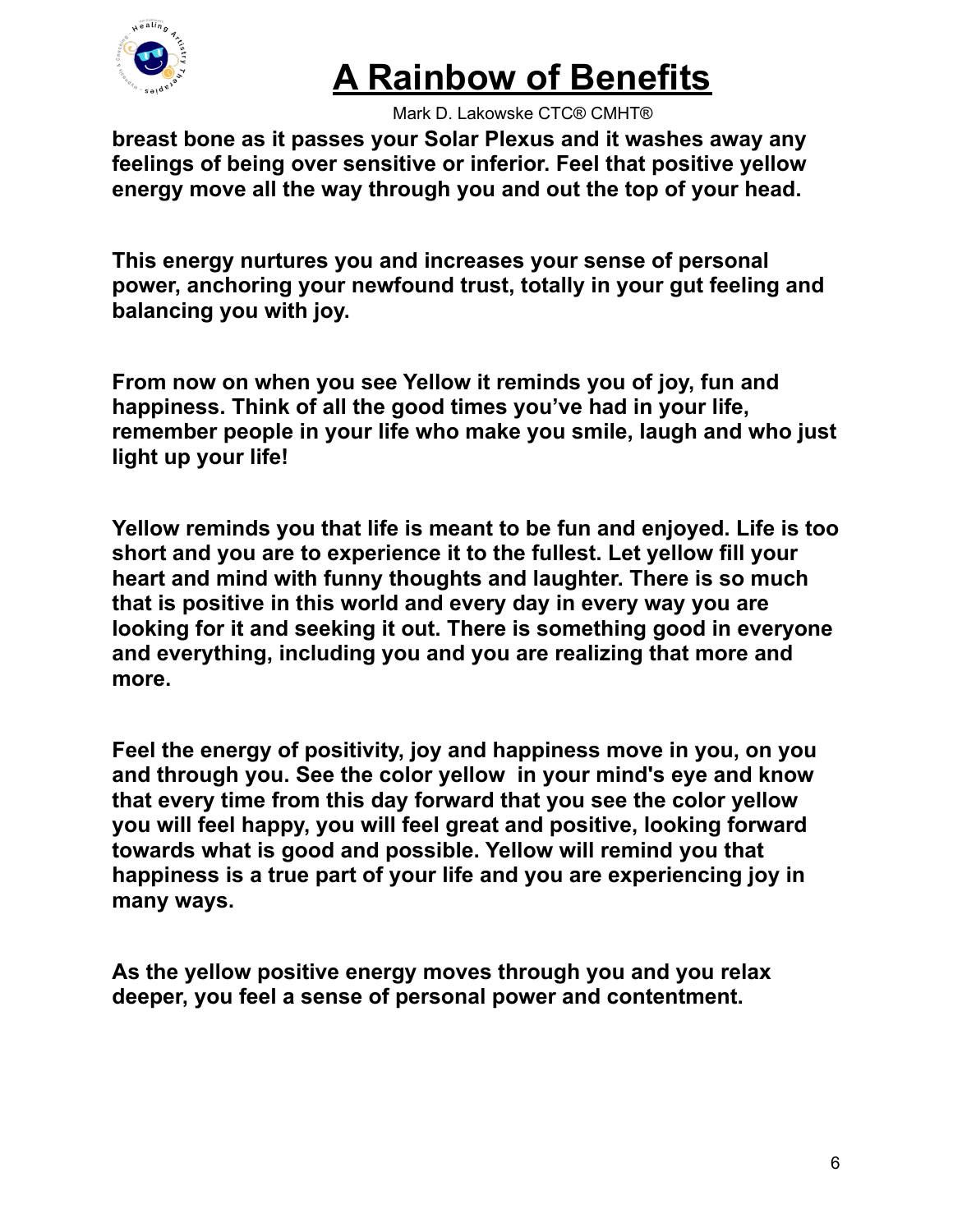**breast bone as it passes your Solar Plexus and it washes away any feelings of being over sensitive or inferior. Feel that positive yellow energy move all the way through you and out the top of your head.**

**This energy nurtures you and increases your sense of personal power, anchoring your newfound trust, totally in your gut feeling and balancing you with joy.**

**From now on when you see Yellow it reminds you of joy, fun and happiness. Think of all the good times you've had in your life, remember people in your life who make you smile, laugh and who just light up your life!**

**Yellow reminds you that life is meant to be fun and enjoyed. Life is too short and you are to experience it to the fullest. Let yellow fill your heart and mind with funny thoughts and laughter. There is so much that is positive in this world and every day in every way you are looking for it and seeking it out. There is something good in everyone and everything, including you and you are realizing that more and more.**

**Feel the energy of positivity, joy and happiness move in you, on you and through you. See the color yellow in your mind's eye and know that every time from this day forward that you see the color yellow you will feel happy, you will feel great and positive, looking forward towards what is good and possible. Yellow will remind you that happiness is a true part of your life and you are experiencing joy in many ways.**

**As the yellow positive energy moves through you and you relax deeper, you feel a sense of personal power and contentment.**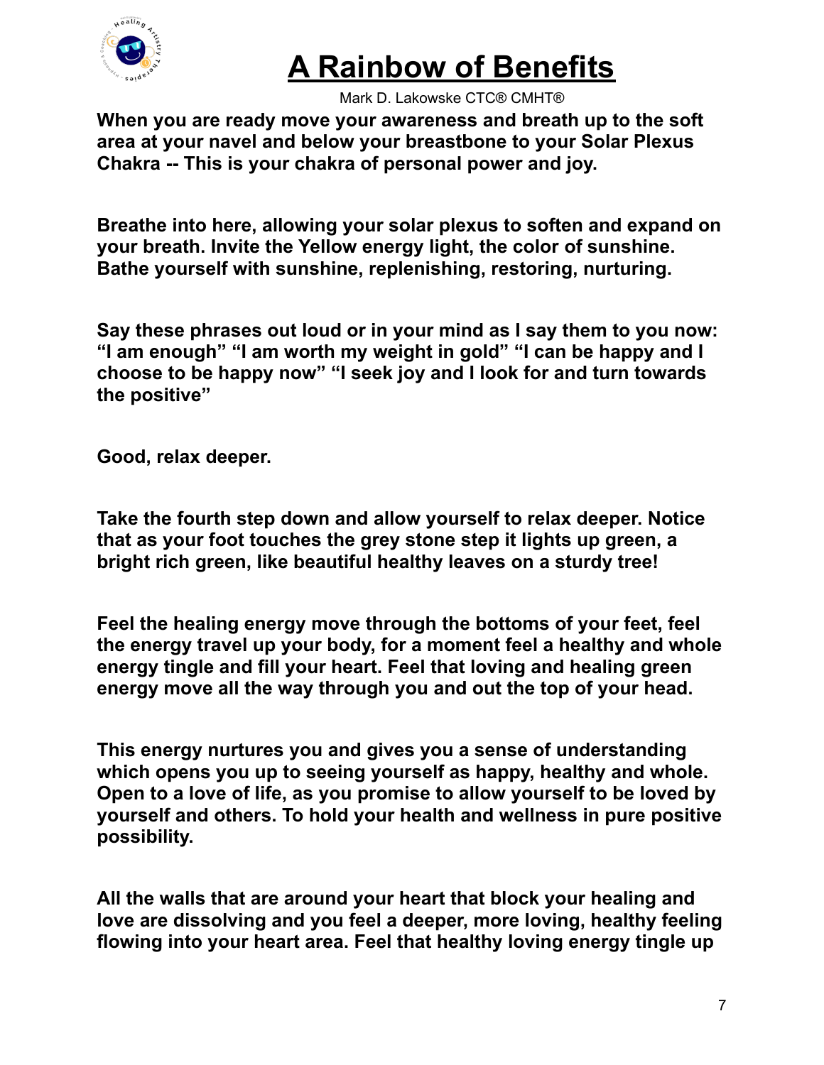**When you are ready move your awareness and breath up to the soft area at your navel and below your breastbone to your Solar Plexus Chakra -- This is your chakra of personal power and joy.**

**Breathe into here, allowing your solar plexus to soften and expand on your breath. Invite the Yellow energy light, the color of sunshine. Bathe yourself with sunshine, replenishing, restoring, nurturing.**

**Say these phrases out loud or in your mind as I say them to you now: "I am enough" "I am worth my weight in gold" "I can be happy and I choose to be happy now" "I seek joy and I look for and turn towards the positive"**

**Good, relax deeper.**

**Take the fourth step down and allow yourself to relax deeper. Notice that as your foot touches the grey stone step it lights up green, a bright rich green, like beautiful healthy leaves on a sturdy tree!**

**Feel the healing energy move through the bottoms of your feet, feel the energy travel up your body, for a moment feel a healthy and whole energy tingle and fill your heart. Feel that loving and healing green energy move all the way through you and out the top of your head.**

**This energy nurtures you and gives you a sense of understanding which opens you up to seeing yourself as happy, healthy and whole. Open to a love of life, as you promise to allow yourself to be loved by yourself and others. To hold your health and wellness in pure positive possibility.**

**All the walls that are around your heart that block your healing and love are dissolving and you feel a deeper, more loving, healthy feeling flowing into your heart area. Feel that healthy loving energy tingle up**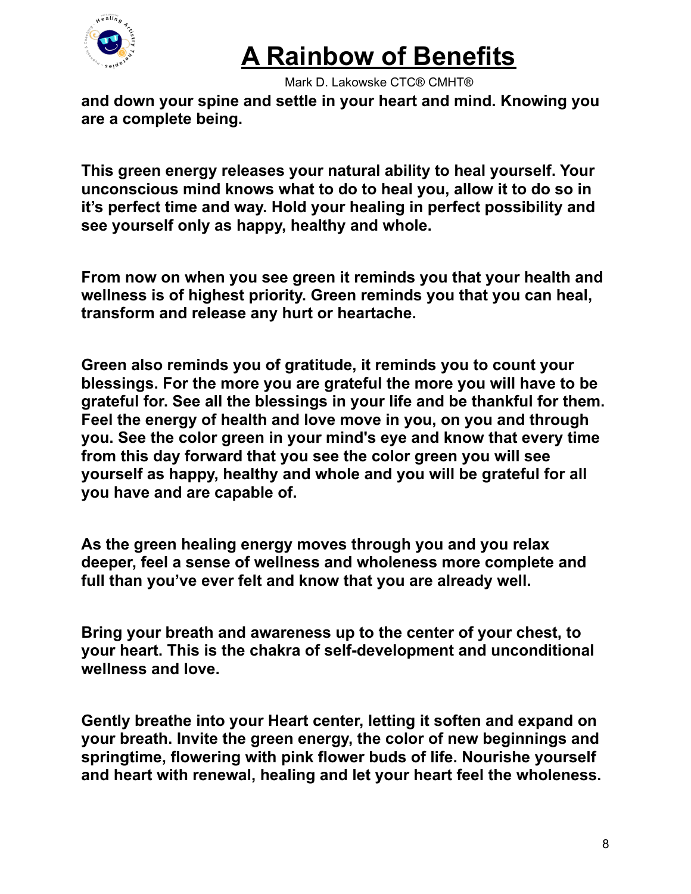**and down your spine and settle in your heart and mind. Knowing you are a complete being.**

**This green energy releases your natural ability to heal yourself. Your unconscious mind knows what to do to heal you, allow it to do so in it's perfect time and way. Hold your healing in perfect possibility and see yourself only as happy, healthy and whole.**

**From now on when you see green it reminds you that your health and wellness is of highest priority. Green reminds you that you can heal, transform and release any hurt or heartache.**

**Green also reminds you of gratitude, it reminds you to count your blessings. For the more you are grateful the more you will have to be grateful for. See all the blessings in your life and be thankful for them. Feel the energy of health and love move in you, on you and through you. See the color green in your mind's eye and know that every time from this day forward that you see the color green you will see yourself as happy, healthy and whole and you will be grateful for all you have and are capable of.**

**As the green healing energy moves through you and you relax deeper, feel a sense of wellness and wholeness more complete and full than you've ever felt and know that you are already well.**

**Bring your breath and awareness up to the center of your chest, to your heart. This is the chakra of self-development and unconditional wellness and love.**

**Gently breathe into your Heart center, letting it soften and expand on your breath. Invite the green energy, the color of new beginnings and springtime, flowering with pink flower buds of life. Nourishe yourself and heart with renewal, healing and let your heart feel the wholeness.**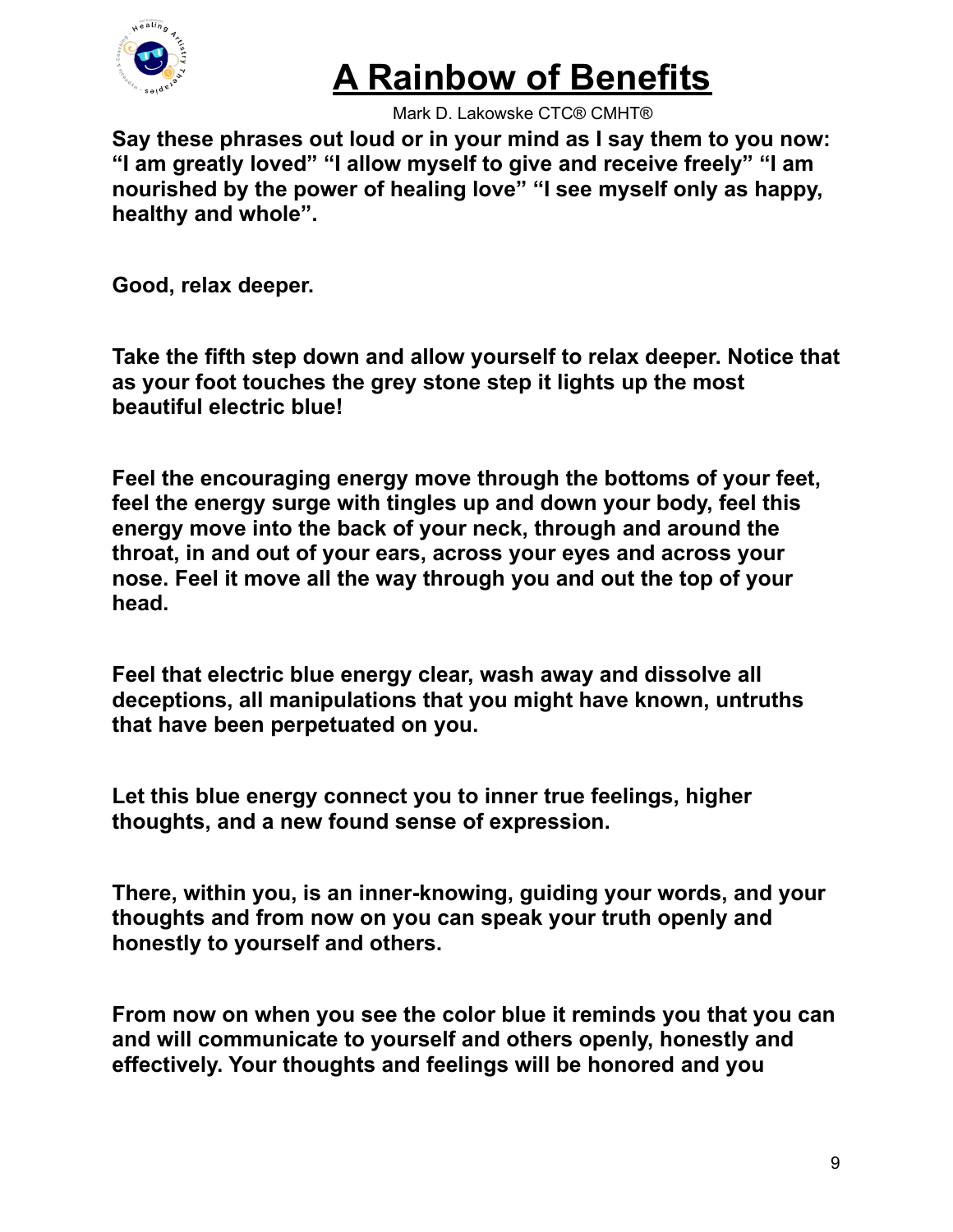**Say these phrases out loud or in your mind as I say them to you now: "I am greatly loved" "I allow myself to give and receive freely" "I am nourished by the power of healing love" "I see myself only as happy, healthy and whole".**

**Good, relax deeper.**

**Take the fifth step down and allow yourself to relax deeper. Notice that as your foot touches the grey stone step it lights up the most beautiful electric blue!**

**Feel the encouraging energy move through the bottoms of your feet, feel the energy surge with tingles up and down your body, feel this energy move into the back of your neck, through and around the throat, in and out of your ears, across your eyes and across your nose. Feel it move all the way through you and out the top of your head.**

**Feel that electric blue energy clear, wash away and dissolve all deceptions, all manipulations that you might have known, untruths that have been perpetuated on you.**

**Let this blue energy connect you to inner true feelings, higher thoughts, and a new found sense of expression.**

**There, within you, is an inner-knowing, guiding your words, and your thoughts and from now on you can speak your truth openly and honestly to yourself and others.**

**From now on when you see the color blue it reminds you that you can and will communicate to yourself and others openly, honestly and effectively. Your thoughts and feelings will be honored and you**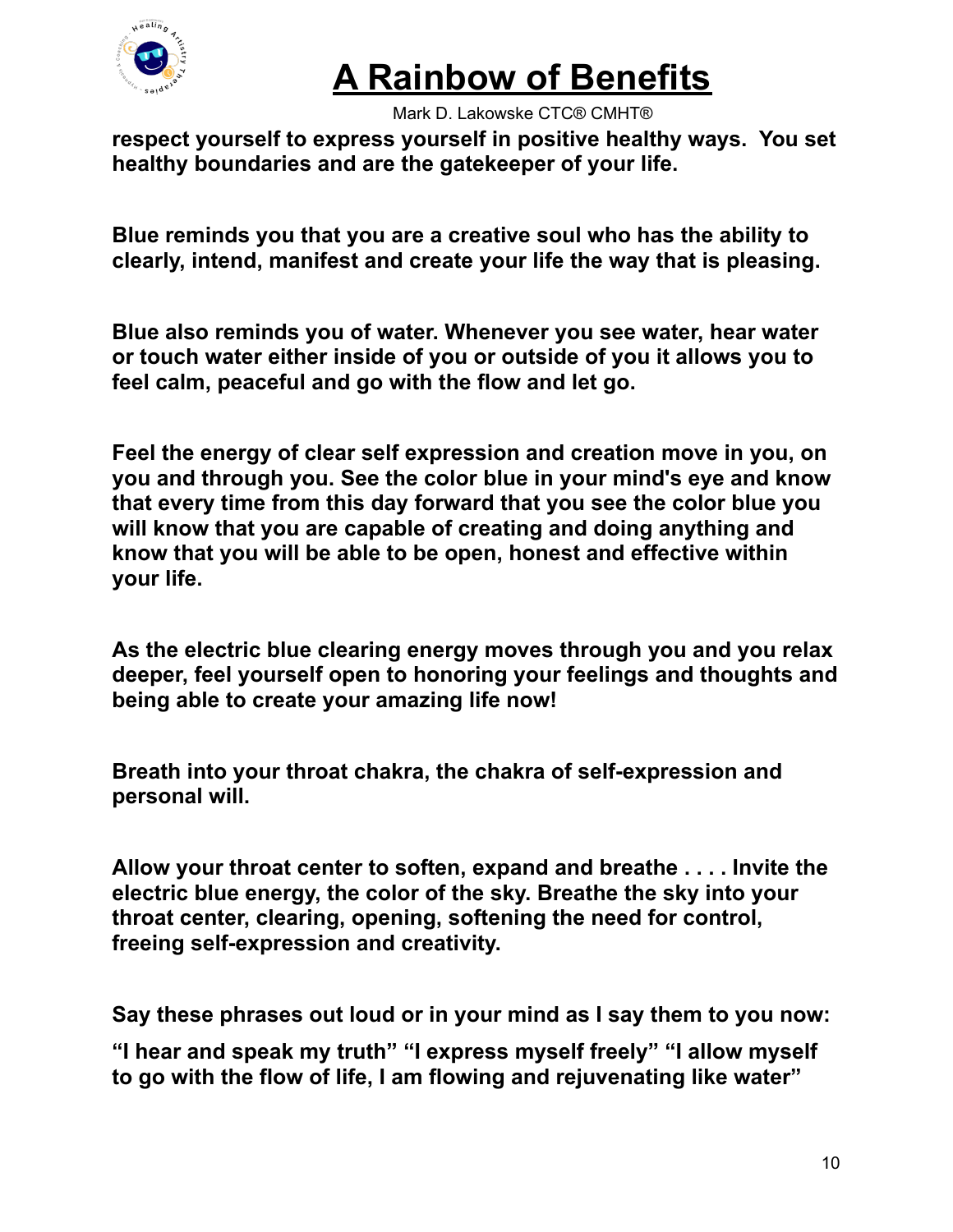**respect yourself to express yourself in positive healthy ways. You set healthy boundaries and are the gatekeeper of your life.**

**Blue reminds you that you are a creative soul who has the ability to clearly, intend, manifest and create your life the way that is pleasing.**

**Blue also reminds you of water. Whenever you see water, hear water or touch water either inside of you or outside of you it allows you to feel calm, peaceful and go with the flow and let go.**

**Feel the energy of clear self expression and creation move in you, on you and through you. See the color blue in your mind's eye and know that every time from this day forward that you see the color blue you will know that you are capable of creating and doing anything and know that you will be able to be open, honest and effective within your life.**

**As the electric blue clearing energy moves through you and you relax deeper, feel yourself open to honoring your feelings and thoughts and being able to create your amazing life now!**

**Breath into your throat chakra, the chakra of self-expression and personal will.**

**Allow your throat center to soften, expand and breathe . . . . Invite the electric blue energy, the color of the sky. Breathe the sky into your throat center, clearing, opening, softening the need for control, freeing self-expression and creativity.**

**Say these phrases out loud or in your mind as I say them to you now:**

**"I hear and speak my truth" "I express myself freely" "I allow myself to go with the flow of life, I am flowing and rejuvenating like water"**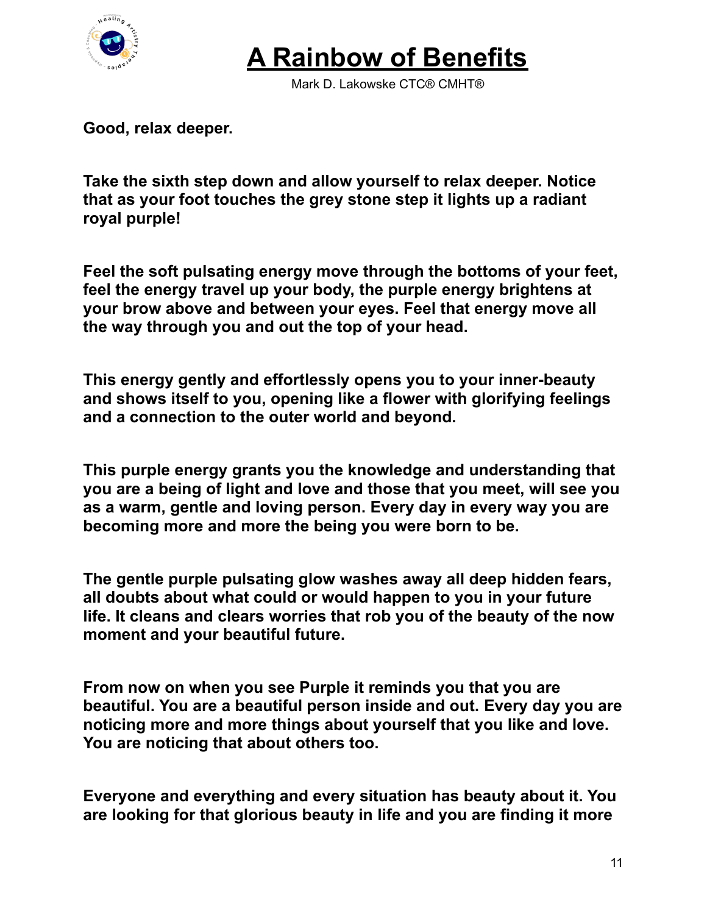**Good, relax deeper.**

**Take the sixth step down and allow yourself to relax deeper. Notice that as your foot touches the grey stone step it lights up a radiant royal purple!**

**Feel the soft pulsating energy move through the bottoms of your feet, feel the energy travel up your body, the purple energy brightens at your brow above and between your eyes. Feel that energy move all the way through you and out the top of your head.**

**This energy gently and effortlessly opens you to your inner-beauty and shows itself to you, opening like a flower with glorifying feelings and a connection to the outer world and beyond.**

**This purple energy grants you the knowledge and understanding that you are a being of light and love and those that you meet, will see you as a warm, gentle and loving person. Every day in every way you are becoming more and more the being you were born to be.**

**The gentle purple pulsating glow washes away all deep hidden fears, all doubts about what could or would happen to you in your future life. It cleans and clears worries that rob you of the beauty of the now moment and your beautiful future.**

**From now on when you see Purple it reminds you that you are beautiful. You are a beautiful person inside and out. Every day you are noticing more and more things about yourself that you like and love. You are noticing that about others too.**

**Everyone and everything and every situation has beauty about it. You are looking for that glorious beauty in life and you are finding it more**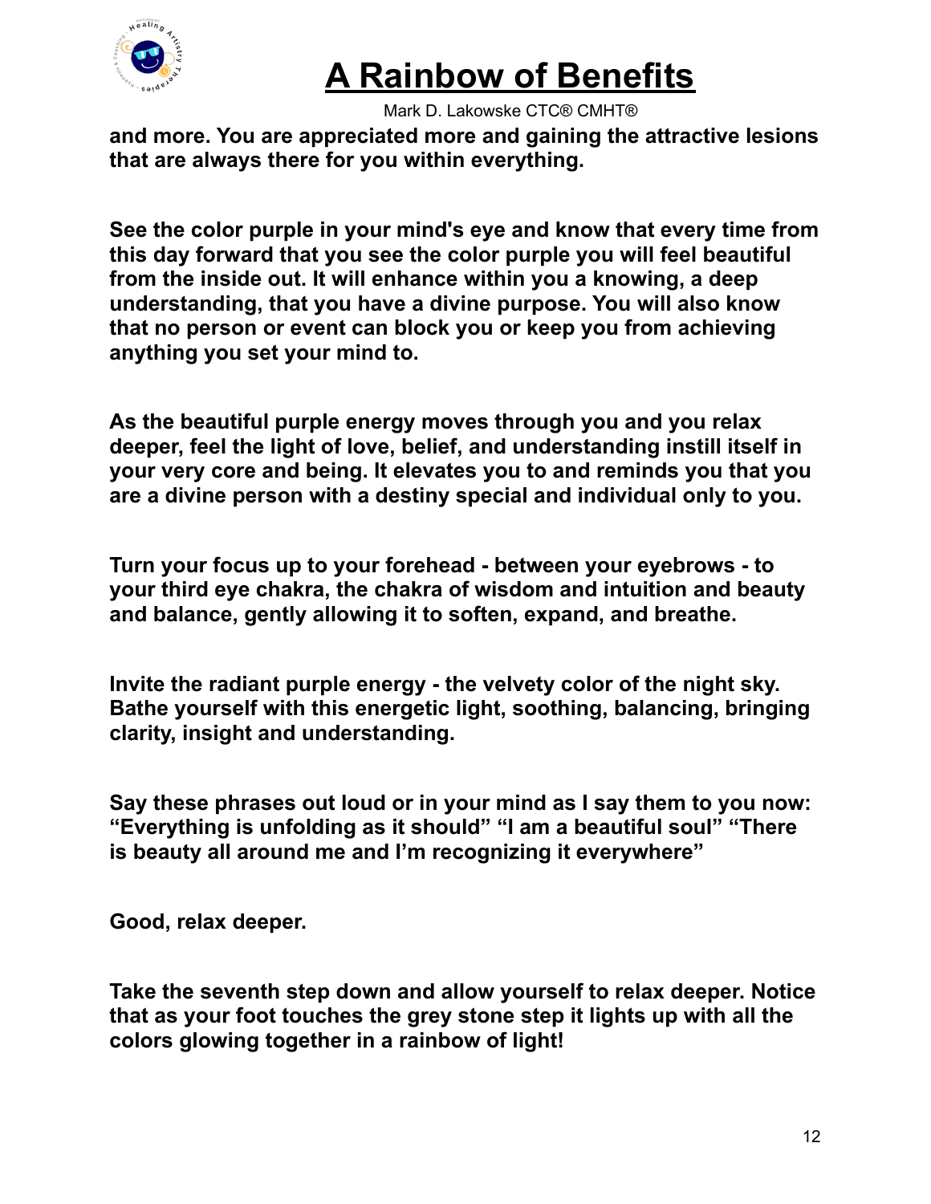and more. You are appreciated more and gaining the attractive lesions that are always there for you within everything.

See the color purple in your mind's eye and know that every time from this day forward that you see the color purple you will feel beautiful from the inside out. It will enhance within you a knowing, a deep understanding, that you have a divine purpose. You will also know that no person or event can block you or keep you from achieving anything you set your mind to.

As the beautiful purple energy moves through you and you relax deeper, feel the light of love, belief, and understanding instill itself in your very core and being. It elevates you to and reminds you that you are a divine person with a destiny special and individual only to you.

Turn your focus up to your forehead - between your eyebrows - to your third eye chakra, the chakra of wisdom and intuition and beauty and balance, gently allowing it to soften, expand, and breathe.

Invite the radiant purple energy - the velvety color of the night sky. Bathe yourself with this energetic light, soothing, balancing, bringing clarity, insight and understanding.

Say these phrases out loud or in your mind as I say them to you now: "Everything is unfolding as it should" "I am a beautiful soul" "There is beauty all around me and I'm recognizing it everywhere"

Good, relax deeper.

Take the seventh step down and allow yourself to relax deeper. Notice that as your foot touches the grey stone step it lights up with all the colors glowing together in a rainbow of light!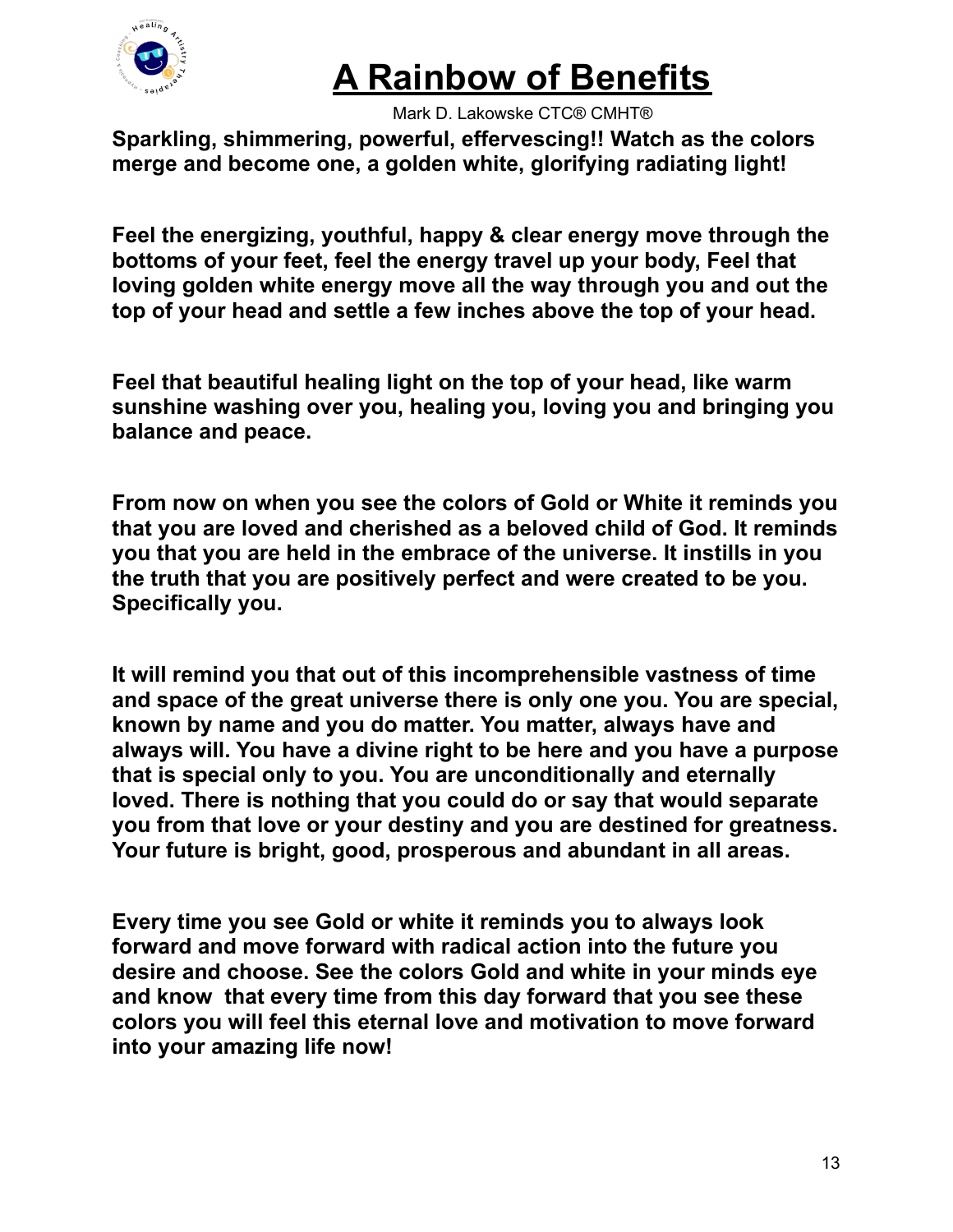# A Rainbow of Benefits

Mark D. Lakowske CTC® CMHT®

**Sparkling, shimmering, powerful, effervescing!! Watch as the colors merge and become one, a golden white, glorifying radiating light!**

**Feel the energizing, youthful, happy & clear energy move through the bottoms of your feet, feel the energy travel up your body, Feel that loving golden white energy move all the way through you and out the top of your head and settle a few inches above the top of your head.**

**Feel that beautiful healing light on the top of your head, like warm sunshine washing over you, healing you, loving you and bringing you balance and peace.**

**From now on when you see the colors of Gold or White it reminds you that you are loved and cherished as a beloved child of God. It reminds you that you are held in the embrace of the universe. It instills in you the truth that you are positively perfect and were created to be you. Specifically you.**

**It will remind you that out of this incomprehensible vastness of time and space of the great universe there is only one you. You are special, known by name and you do matter. You matter, always have and always will. You have a divine right to be here and you have a purpose that is special only to you. You are unconditionally and eternally loved. There is nothing that you could do or say that would separate you from that love or your destiny and you are destined for greatness. Your future is bright, good, prosperous and abundant in all areas.**

**Every time you see Gold or white it reminds you to always look forward and move forward with radical action into the future you desire and choose. See the colors Gold and white in your minds eye and know that every time from this day forward that you see these colors you will feel this eternal love and motivation to move forward into your amazing life now!**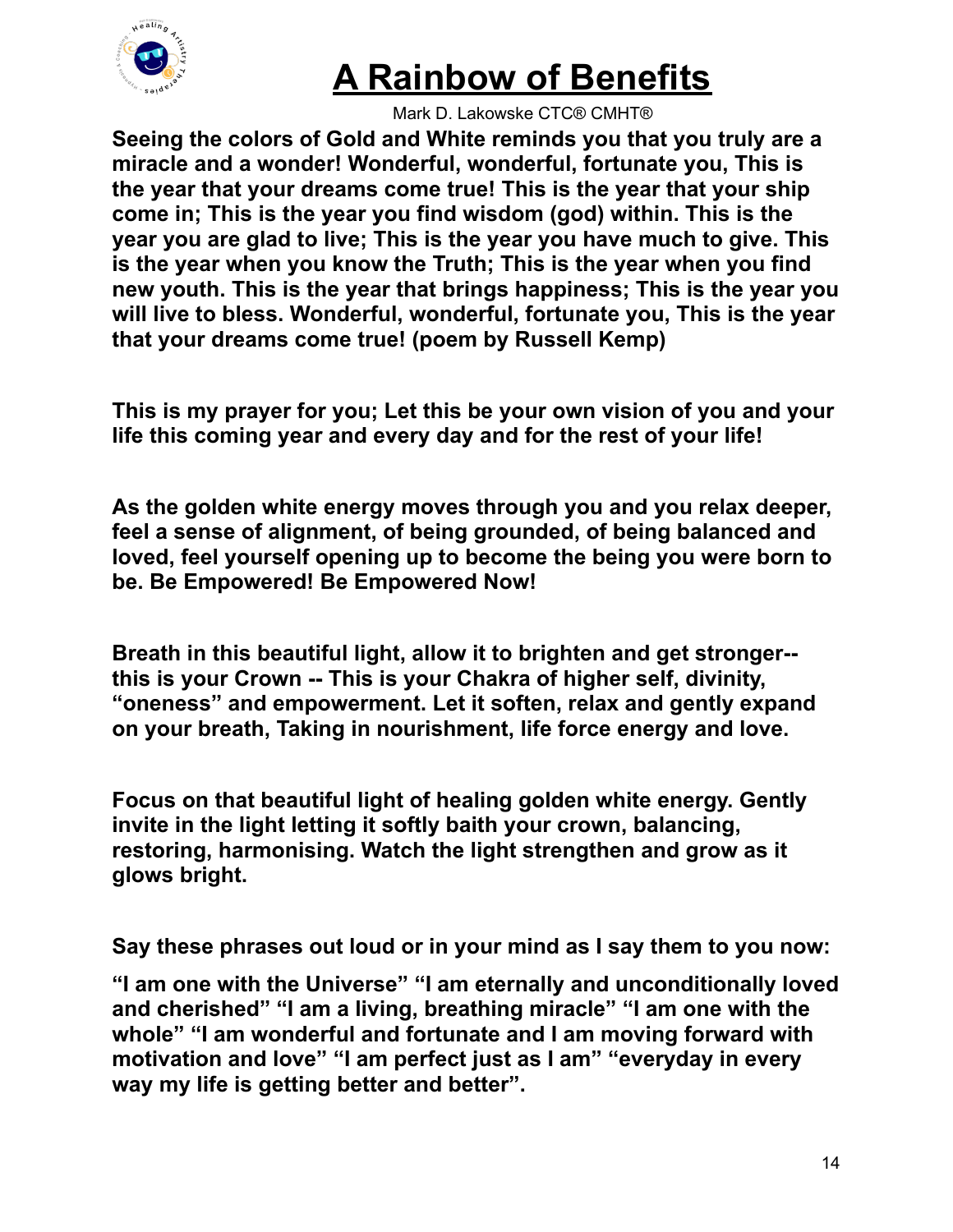# A Rainbow of Benefits

Mark D. Lakowske CTC® CMHT®

**Seeing the colors of Gold and White reminds you that you truly are a miracle and a wonder! Wonderful, wonderful, fortunate you, This is the year that your dreams come true! This is the year that your ship come in; This is the year you find wisdom (god) within. This is the year you are glad to live; This is the year you have much to give. This is the year when you know the Truth; This is the year when you find new youth. This is the year that brings happiness; This is the year you will live to bless. Wonderful, wonderful, fortunate you, This is the year that your dreams come true! (poem by Russell Kemp)**

**This is my prayer for you; Let this be your own vision of you and your life this coming year and every day and for the rest of your life!**

**As the golden white energy moves through you and you relax deeper, feel a sense of alignment, of being grounded, of being balanced and loved, feel yourself opening up to become the being you were born to be. Be Empowered! Be Empowered Now!**

**Breath in this beautiful light, allow it to brighten and get stronger-- this is your Crown -- This is your Chakra of higher self, divinity, "oneness" and empowerment. Let it soften, relax and gently expand on your breath, Taking in nourishment, life force energy and love.**

**Focus on that beautiful light of healing golden white energy. Gently invite in the light letting it softly baith your crown, balancing, restoring, harmonising. Watch the light strengthen and grow as it glows bright.**

**Say these phrases out loud or in your mind as I say them to you now:**

**"I am one with the Universe" "I am eternally and unconditionally loved and cherished" "I am a living, breathing miracle" "I am one with the whole" "I am wonderful and fortunate and I am moving forward with motivation and love" "I am perfect just as I am" "everyday in every way my life is getting better and better".**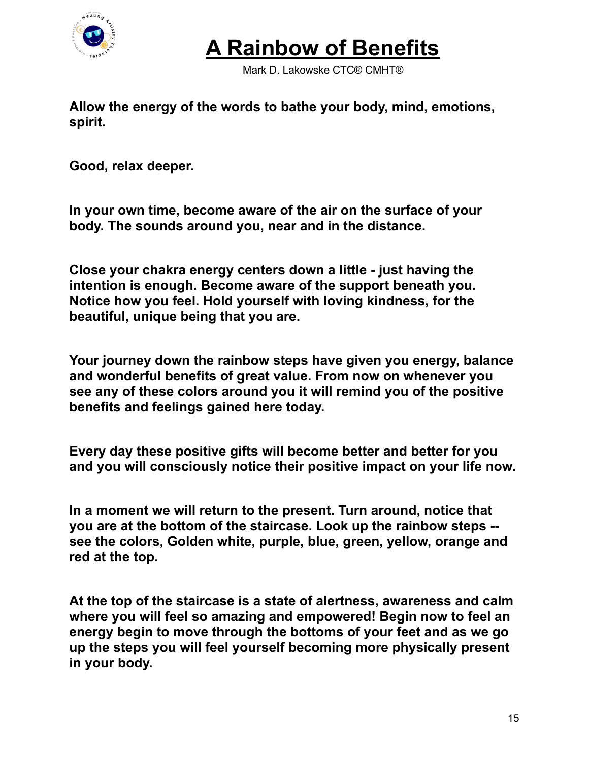# A Rainbow of Benefits

Mark D. Lakowske CTC® CMHT®

**Allow the energy of the words to bathe your body, mind, emotions, spirit.**

**Good, relax deeper.**

**In your own time, become aware of the air on the surface of your body. The sounds around you, near and in the distance.**

**Close your chakra energy centers down a little - just having the intention is enough. Become aware of the support beneath you. Notice how you feel. Hold yourself with loving kindness, for the beautiful, unique being that you are.**

**Your journey down the rainbow steps have given you energy, balance and wonderful benefits of great value. From now on whenever you see any of these colors around you it will remind you of the positive benefits and feelings gained here today.**

**Every day these positive gifts will become better and better for you and you will consciously notice their positive impact on your life now.**

**In a moment we will return to the present. Turn around, notice that you are at the bottom of the staircase. Look up the rainbow steps -- see the colors, Golden white, purple, blue, green, yellow, orange and red at the top.**

**At the top of the staircase is a state of alertness, awareness and calm where you will feel so amazing and empowered! Begin now to feel an energy begin to move through the bottoms of your feet and as we go up the steps you will feel yourself becoming more physically present in your body.**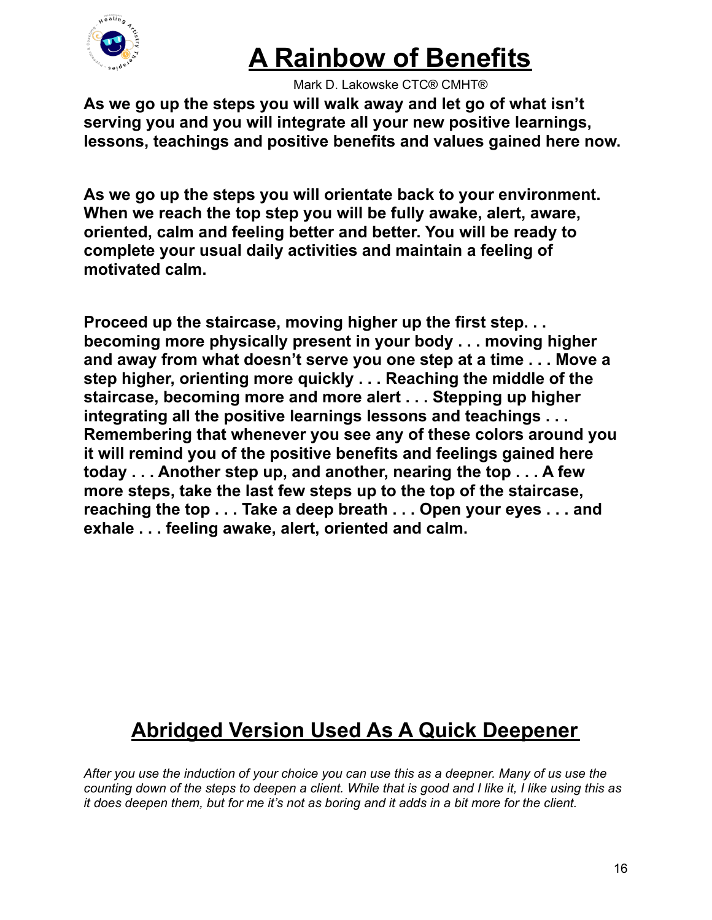# A Rainbow of Benefits

Mark D. Lakowske CTC® CMHT®

**As we go up the steps you will walk away and let go of what isn't serving you and you will integrate all your new positive learnings, lessons, teachings and positive benefits and values gained here now.**

**As we go up the steps you will orientate back to your environment. When we reach the top step you will be fully awake, alert, aware, oriented, calm and feeling better and better. You will be ready to complete your usual daily activities and maintain a feeling of motivated calm.**

**Proceed up the staircase, moving higher up the first step. . . becoming more physically present in your body . . . moving higher and away from what doesn't serve you one step at a time . . . Move a step higher, orienting more quickly . . . Reaching the middle of the staircase, becoming more and more alert . . . Stepping up higher integrating all the positive learnings lessons and teachings . . . Remembering that whenever you see any of these colors around you it will remind you of the positive benefits and feelings gained here today . . . Another step up, and another, nearing the top . . . A few more steps, take the last few steps up to the top of the staircase, reaching the top . . . Take a deep breath . . . Open your eyes . . . and exhale . . . feeling awake, alert, oriented and calm.**

## Abridged Version Used As A Quick Deepener

*After you use the induction of your choice you can use this as a deepner. Many of us use the counting down of the steps to deepen a client. While that is good and I like it, I like using this as it does deepen them, but for me it's not as boring and it adds in a bit more for the client.*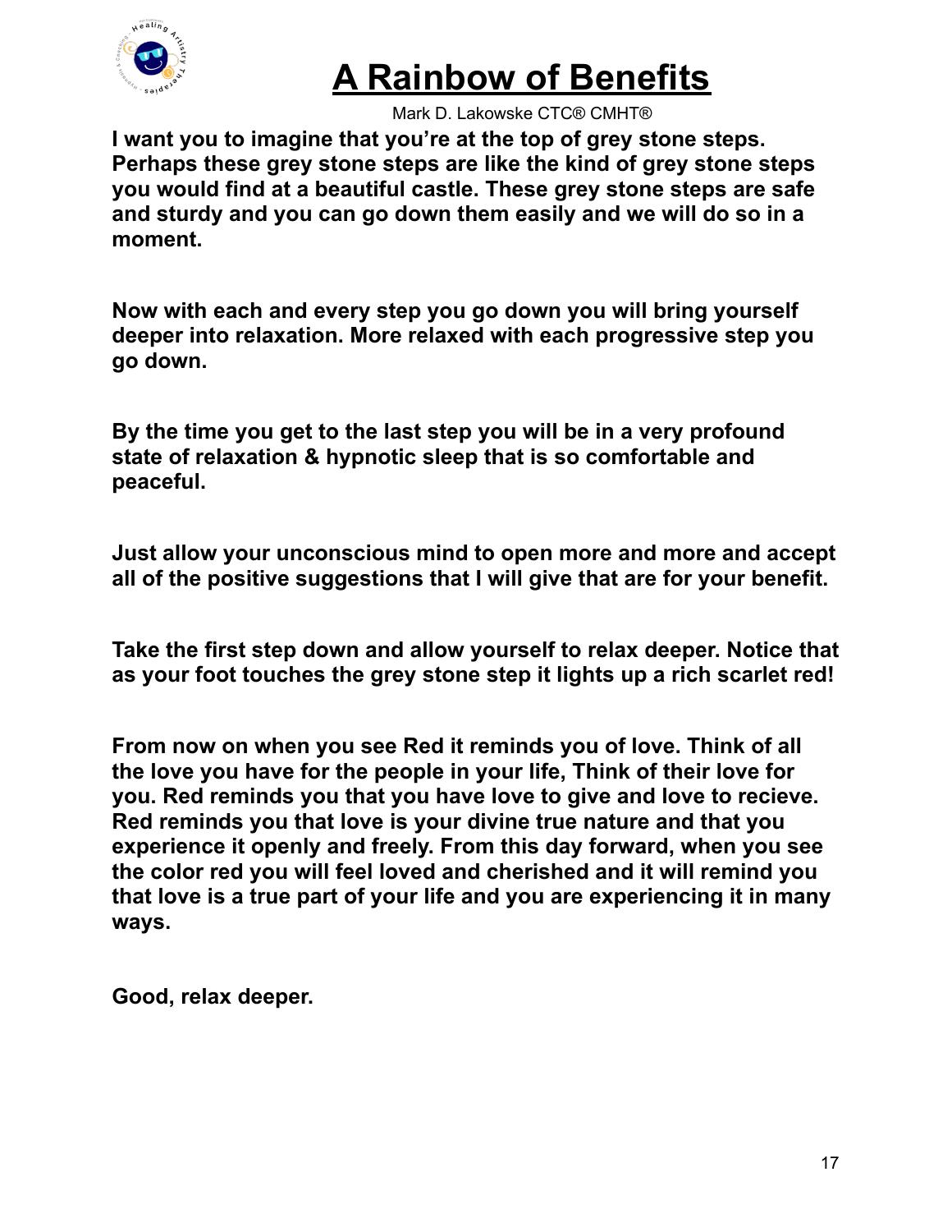# A Rainbow of Benefits

Mark D. Lakowske CTC® CMHT®

**I want you to imagine that you're at the top of grey stone steps. Perhaps these grey stone steps are like the kind of grey stone steps you would find at a beautiful castle. These grey stone steps are safe and sturdy and you can go down them easily and we will do so in a moment.**

**Now with each and every step you go down you will bring yourself deeper into relaxation. More relaxed with each progressive step you go down.**

**By the time you get to the last step you will be in a very profound state of relaxation & hypnotic sleep that is so comfortable and peaceful.**

**Just allow your unconscious mind to open more and more and accept all of the positive suggestions that I will give that are for your benefit.**

**Take the first step down and allow yourself to relax deeper. Notice that as your foot touches the grey stone step it lights up a rich scarlet red!**

**From now on when you see Red it reminds you of love. Think of all the love you have for the people in your life, Think of their love for you. Red reminds you that you have love to give and love to recieve. Red reminds you that love is your divine true nature and that you experience it openly and freely. From this day forward, when you see the color red you will feel loved and cherished and it will remind you that love is a true part of your life and you are experiencing it in many ways.**

**Good, relax deeper.**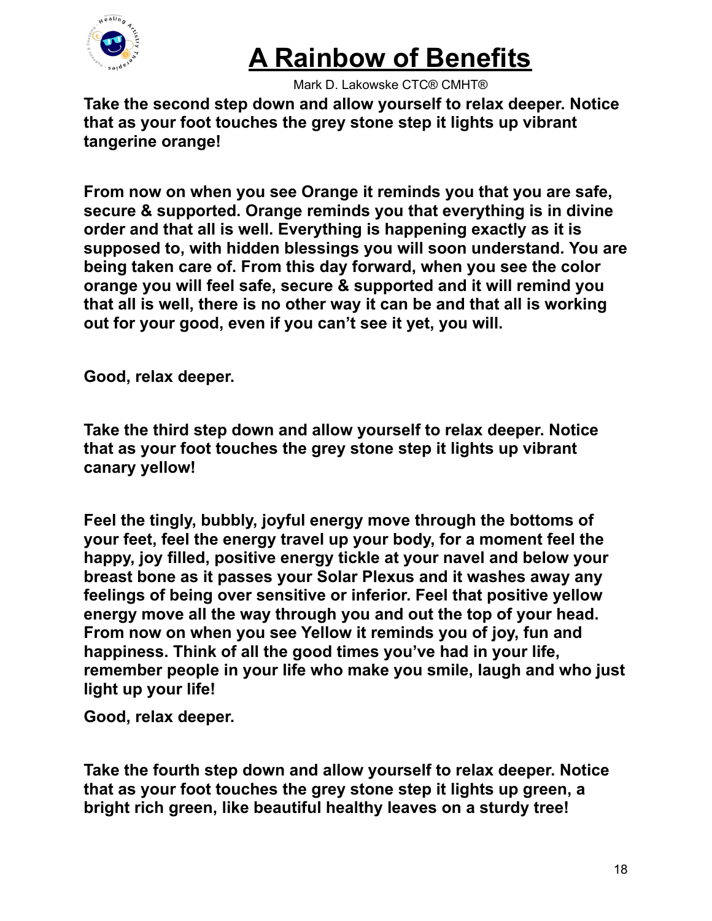**Take the second step down and allow yourself to relax deeper. Notice that as your foot touches the grey stone step it lights up vibrant tangerine orange!**

**From now on when you see Orange it reminds you that you are safe, secure & supported. Orange reminds you that everything is in divine order and that all is well. Everything is happening exactly as it is supposed to, with hidden blessings you will soon understand. You are being taken care of. From this day forward, when you see the color orange you will feel safe, secure & supported and it will remind you that all is well, there is no other way it can be and that all is working out for your good, even if you can't see it yet, you will.**

**Good, relax deeper.**

**Take the third step down and allow yourself to relax deeper. Notice that as your foot touches the grey stone step it lights up vibrant canary yellow!**

**Feel the tingly, bubbly, joyful energy move through the bottoms of your feet, feel the energy travel up your body, for a moment feel the happy, joy filled, positive energy tickle at your navel and below your breast bone as it passes your Solar Plexus and it washes away any feelings of being over sensitive or inferior. Feel that positive yellow energy move all the way through you and out the top of your head. From now on when you see Yellow it reminds you of joy, fun and happiness. Think of all the good times you've had in your life, remember people in your life who make you smile, laugh and who just light up your life!**

**Good, relax deeper.**

**Take the fourth step down and allow yourself to relax deeper. Notice that as your foot touches the grey stone step it lights up green, a bright rich green, like beautiful healthy leaves on a sturdy tree!**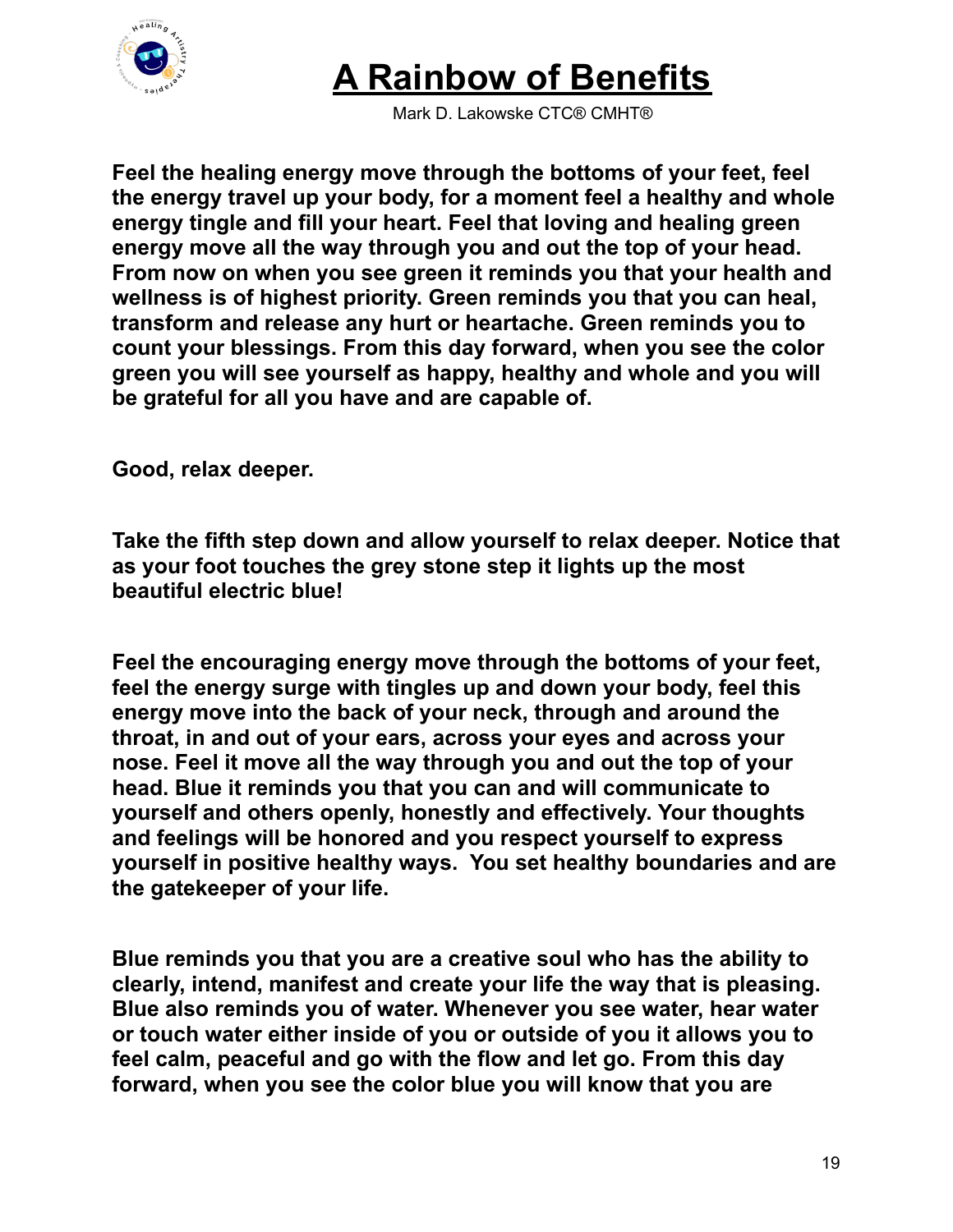# A Rainbow of Benefits

Mark D. Lakowske CTC® CMHT®

**Feel the healing energy move through the bottoms of your feet, feel the energy travel up your body, for a moment feel a healthy and whole energy tingle and fill your heart. Feel that loving and healing green energy move all the way through you and out the top of your head. From now on when you see green it reminds you that your health and wellness is of highest priority. Green reminds you that you can heal, transform and release any hurt or heartache. Green reminds you to count your blessings. From this day forward, when you see the color green you will see yourself as happy, healthy and whole and you will be grateful for all you have and are capable of.**

**Good, relax deeper.**

**Take the fifth step down and allow yourself to relax deeper. Notice that as your foot touches the grey stone step it lights up the most beautiful electric blue!**

**Feel the encouraging energy move through the bottoms of your feet, feel the energy surge with tingles up and down your body, feel this energy move into the back of your neck, through and around the throat, in and out of your ears, across your eyes and across your nose. Feel it move all the way through you and out the top of your head. Blue it reminds you that you can and will communicate to yourself and others openly, honestly and effectively. Your thoughts and feelings will be honored and you respect yourself to express yourself in positive healthy ways.  You set healthy boundaries and are the gatekeeper of your life.**

**Blue reminds you that you are a creative soul who has the ability to clearly, intend, manifest and create your life the way that is pleasing. Blue also reminds you of water. Whenever you see water, hear water or touch water either inside of you or outside of you it allows you to feel calm, peaceful and go with the flow and let go. From this day forward, when you see the color blue you will know that you are**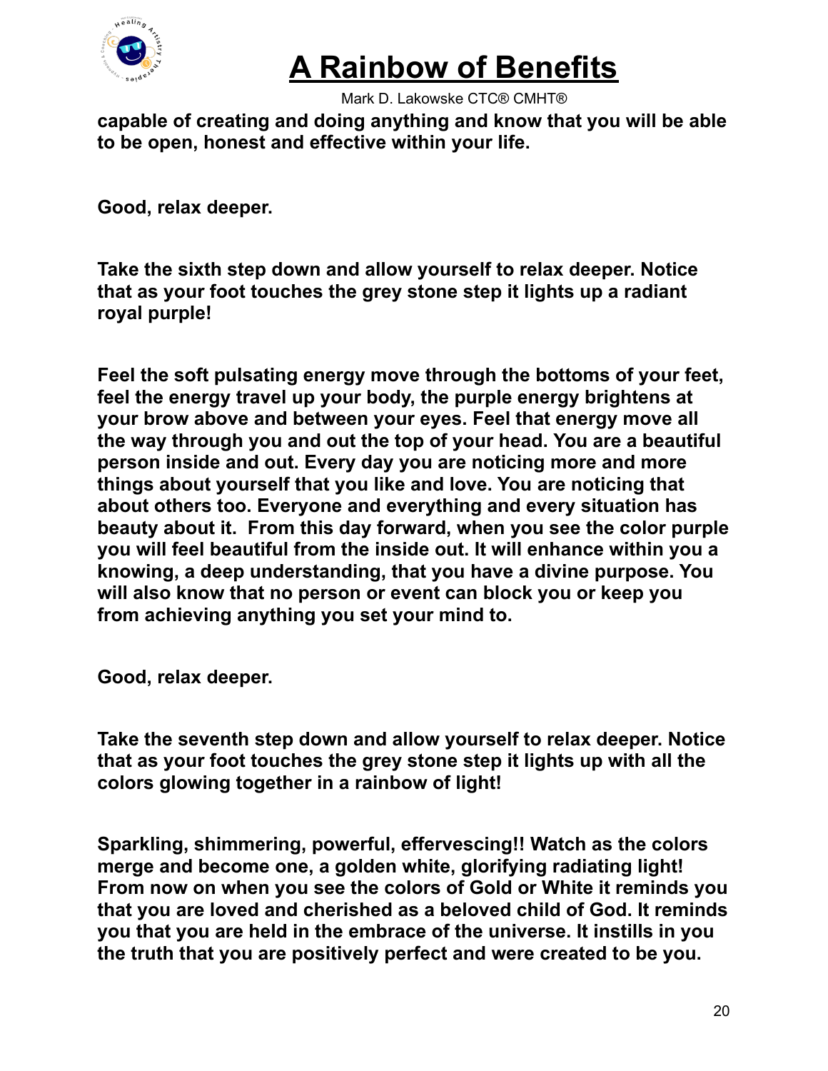**capable of creating and doing anything and know that you will be able to be open, honest and effective within your life.**

**Good, relax deeper.**

**Take the sixth step down and allow yourself to relax deeper. Notice that as your foot touches the grey stone step it lights up a radiant royal purple!**

**Feel the soft pulsating energy move through the bottoms of your feet, feel the energy travel up your body, the purple energy brightens at your brow above and between your eyes. Feel that energy move all the way through you and out the top of your head. You are a beautiful person inside and out. Every day you are noticing more and more things about yourself that you like and love. You are noticing that about others too. Everyone and everything and every situation has beauty about it. From this day forward, when you see the color purple you will feel beautiful from the inside out. It will enhance within you a knowing, a deep understanding, that you have a divine purpose. You will also know that no person or event can block you or keep you from achieving anything you set your mind to.**

**Good, relax deeper.**

**Take the seventh step down and allow yourself to relax deeper. Notice that as your foot touches the grey stone step it lights up with all the colors glowing together in a rainbow of light!**

**Sparkling, shimmering, powerful, effervescing!! Watch as the colors merge and become one, a golden white, glorifying radiating light! From now on when you see the colors of Gold or White it reminds you that you are loved and cherished as a beloved child of God. It reminds you that you are held in the embrace of the universe. It instills in you the truth that you are positively perfect and were created to be you.**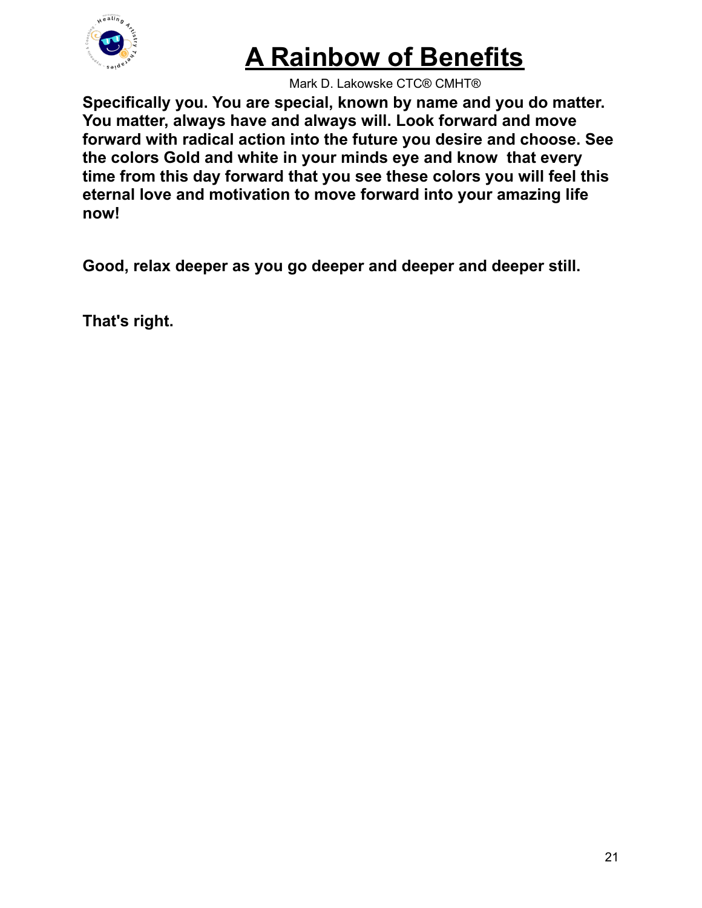# A Rainbow of Benefits

Mark D. Lakowske CTC® CMHT®

**Specifically you. You are special, known by name and you do matter. You matter, always have and always will. Look forward and move forward with radical action into the future you desire and choose. See the colors Gold and white in your minds eye and know that every time from this day forward that you see these colors you will feel this eternal love and motivation to move forward into your amazing life now!**

**Good, relax deeper as you go deeper and deeper and deeper still.**

**That's right.**